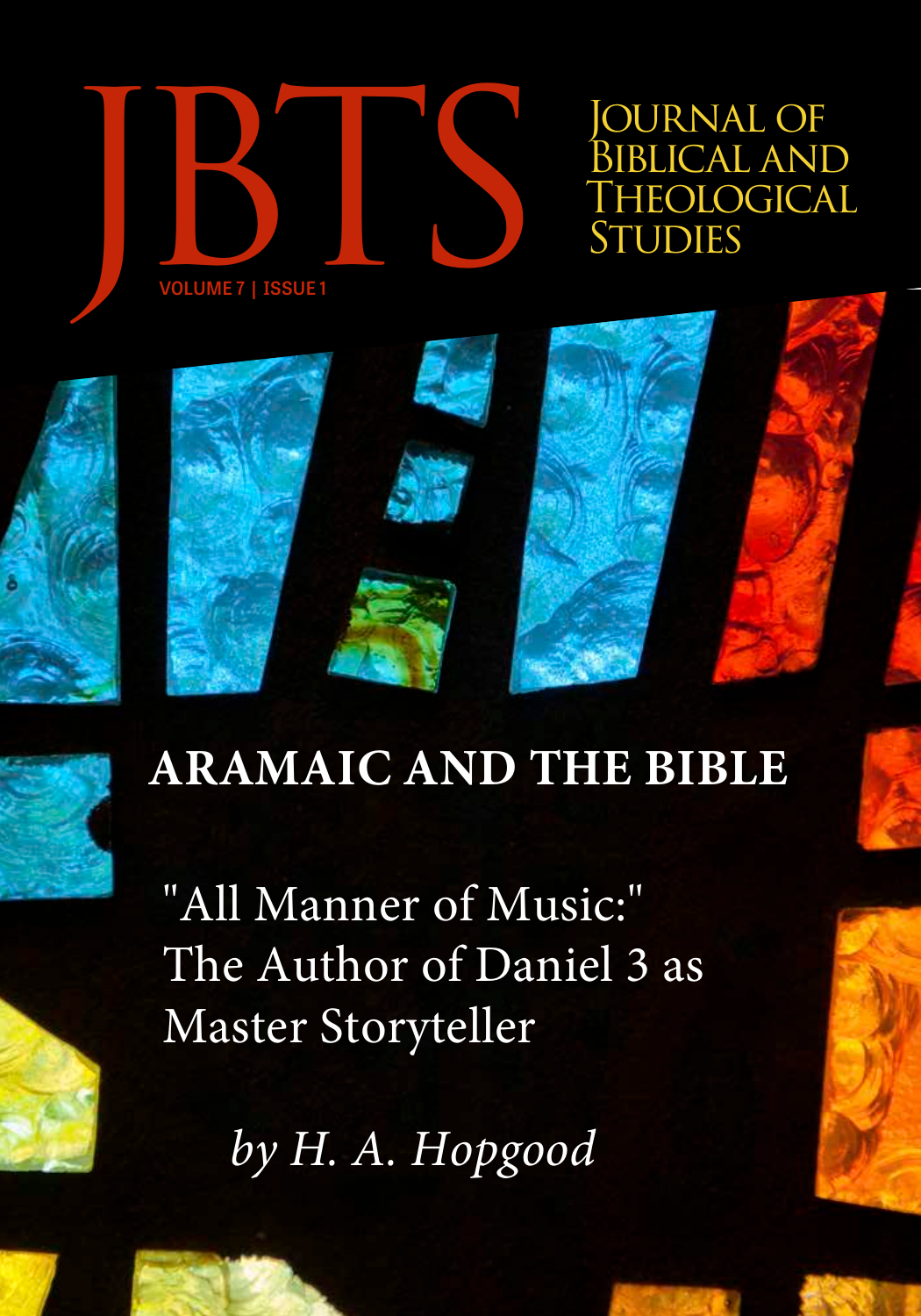# JBTS

VOLUME 7 | ISSUE 1

Journal of Biblical and Theological Studies

## ARAMAIC AND THE BIBLE

"All Manner of Music:" The Author of Daniel 3 as Master Storyteller

*by H. A. Hopgood*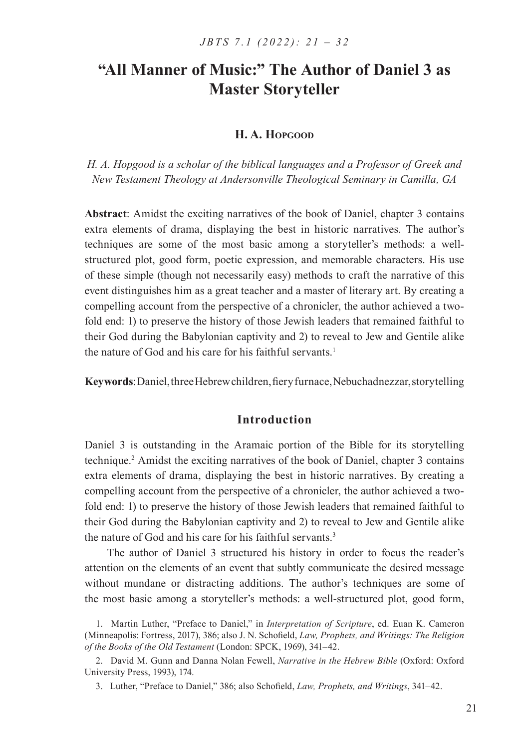# "All Manner of Music:" The Author of Daniel 3 as Master Storyteller

**H. A. Hopgood**

*H. A. Hopgood is a scholar of the biblical languages and a Professor of Greek and New Testament Theology at Andersonville Theological Seminary in Camilla, GA*

**Abstract**: Amidst the exciting narratives of the book of Daniel, chapter 3 contains extra elements of drama, displaying the best in historic narratives. The author's techniques are some of the most basic among a storyteller's methods: a well-structured plot, good form, poetic expression, and memorable characters. His use of these simple (though not necessarily easy) methods to craft the narrative of this event distinguishes him as a great teacher and a master of literary art. By creating a compelling account from the perspective of a chronicler, the author achieved a two-fold end: 1) to preserve the history of those Jewish leaders that remained faithful to their God during the Babylonian captivity and 2) to reveal to Jew and Gentile alike the nature of God and his care for his faithful servants.[1]

**Keywords**: Daniel, three Hebrew children, fiery furnace, Nebuchadnezzar, storytelling

## Introduction

Daniel 3 is outstanding in the Aramaic portion of the Bible for its storytelling technique.[2] Amidst the exciting narratives of the book of Daniel, chapter 3 contains extra elements of drama, displaying the best in historic narratives. By creating a compelling account from the perspective of a chronicler, the author achieved a two-fold end: 1) to preserve the history of those Jewish leaders that remained faithful to their God during the Babylonian captivity and 2) to reveal to Jew and Gentile alike the nature of God and his care for his faithful servants.[3]

The author of Daniel 3 structured his history in order to focus the reader's attention on the elements of an event that subtly communicate the desired message without mundane or distracting additions. The author's techniques are some of the most basic among a storyteller's methods: a well-structured plot, good form,

1. Martin Luther, "Preface to Daniel," in *Interpretation of Scripture*, ed. Euan K. Cameron (Minneapolis: Fortress, 2017), 386; also J. N. Schofield, *Law, Prophets, and Writings: The Religion of the Books of the Old Testament* (London: SPCK, 1969), 341–42.

2. David M. Gunn and Danna Nolan Fewell, *Narrative in the Hebrew Bible* (Oxford: Oxford University Press, 1993), 174.

3. Luther, "Preface to Daniel," 386; also Schofield, *Law, Prophets, and Writings*, 341–42.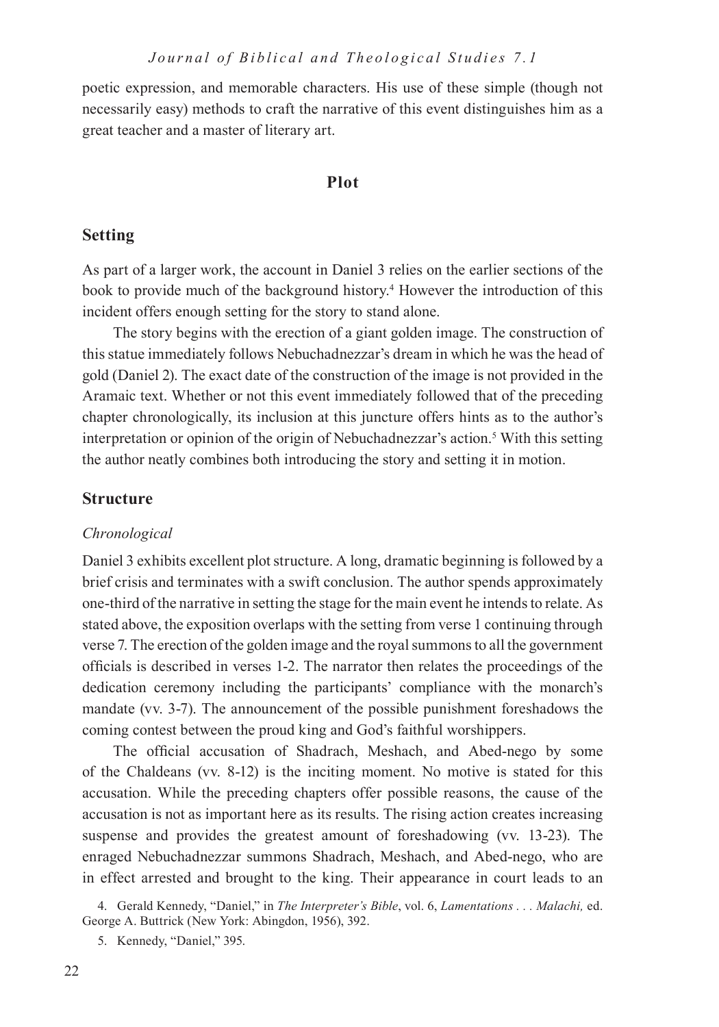poetic expression, and memorable characters. His use of these simple (though not necessarily easy) methods to craft the narrative of this event distinguishes him as a great teacher and a master of literary art.

## Plot

### Setting

As part of a larger work, the account in Daniel 3 relies on the earlier sections of the book to provide much of the background history.[4] However the introduction of this incident offers enough setting for the story to stand alone.

The story begins with the erection of a giant golden image. The construction of this statue immediately follows Nebuchadnezzar's dream in which he was the head of gold (Daniel 2). The exact date of the construction of the image is not provided in the Aramaic text. Whether or not this event immediately followed that of the preceding chapter chronologically, its inclusion at this juncture offers hints as to the author's interpretation or opinion of the origin of Nebuchadnezzar's action.[5] With this setting the author neatly combines both introducing the story and setting it in motion.

### Structure

#### *Chronological*

Daniel 3 exhibits excellent plot structure. A long, dramatic beginning is followed by a brief crisis and terminates with a swift conclusion. The author spends approximately one-third of the narrative in setting the stage for the main event he intends to relate. As stated above, the exposition overlaps with the setting from verse 1 continuing through verse 7. The erection of the golden image and the royal summons to all the government officials is described in verses 1-2. The narrator then relates the proceedings of the dedication ceremony including the participants' compliance with the monarch's mandate (vv. 3-7). The announcement of the possible punishment foreshadows the coming contest between the proud king and God's faithful worshippers.

The official accusation of Shadrach, Meshach, and Abed-nego by some of the Chaldeans (vv. 8-12) is the inciting moment. No motive is stated for this accusation. While the preceding chapters offer possible reasons, the cause of the accusation is not as important here as its results. The rising action creates increasing suspense and provides the greatest amount of foreshadowing (vv. 13-23). The enraged Nebuchadnezzar summons Shadrach, Meshach, and Abed-nego, who are in effect arrested and brought to the king. Their appearance in court leads to an

4. Gerald Kennedy, "Daniel," in *The Interpreter's Bible*, vol. 6, *Lamentations . . . Malachi,* ed. George A. Buttrick (New York: Abingdon, 1956), 392.

5. Kennedy, "Daniel," 395.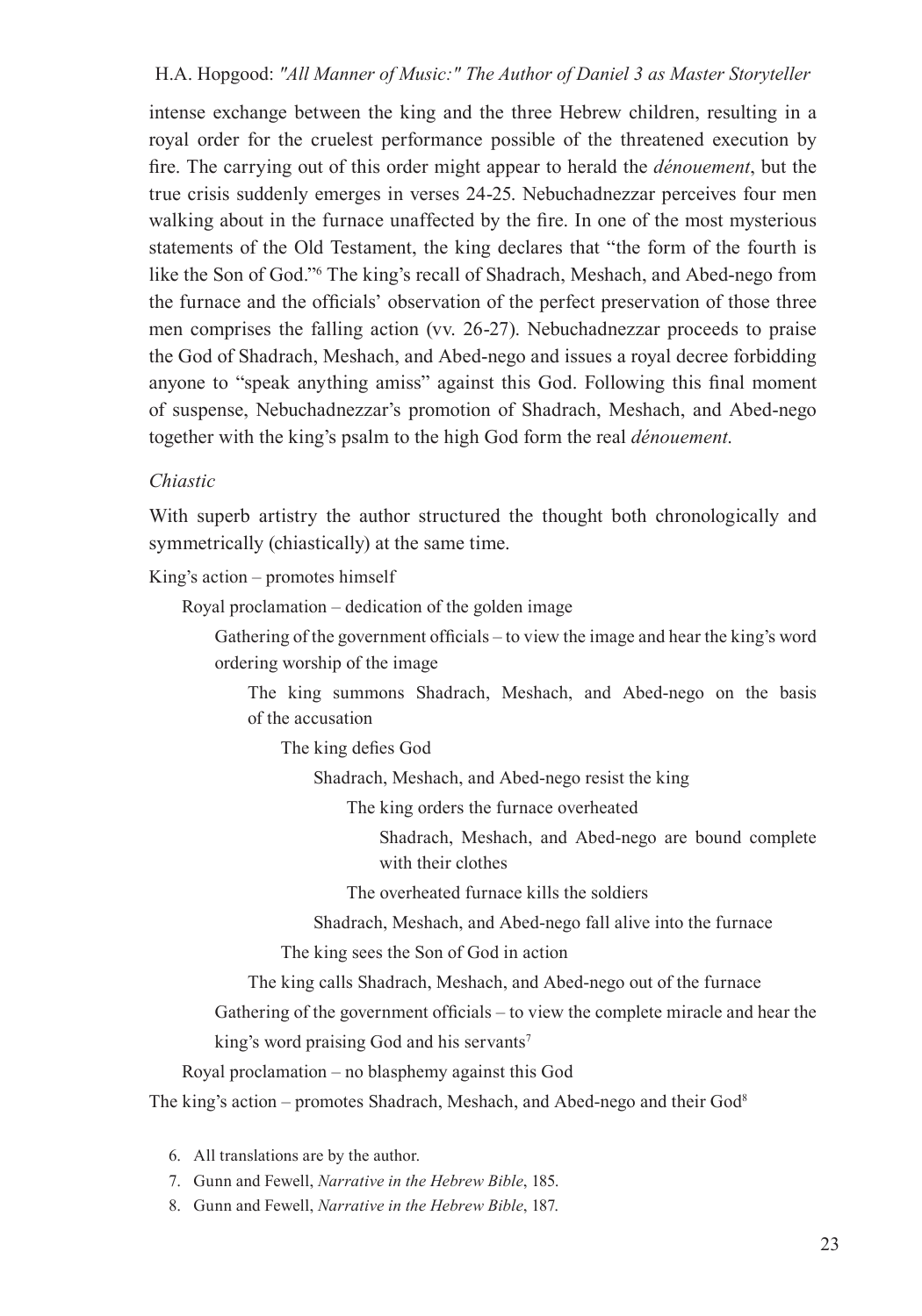intense exchange between the king and the three Hebrew children, resulting in a royal order for the cruelest performance possible of the threatened execution by fire. The carrying out of this order might appear to herald the *dénouement*, but the true crisis suddenly emerges in verses 24-25. Nebuchadnezzar perceives four men walking about in the furnace unaffected by the fire. In one of the most mysterious statements of the Old Testament, the king declares that "the form of the fourth is like the Son of God."[6] The king's recall of Shadrach, Meshach, and Abed-nego from the furnace and the officials' observation of the perfect preservation of those three men comprises the falling action (vv. 26-27). Nebuchadnezzar proceeds to praise the God of Shadrach, Meshach, and Abed-nego and issues a royal decree forbidding anyone to "speak anything amiss" against this God. Following this final moment of suspense, Nebuchadnezzar's promotion of Shadrach, Meshach, and Abed-nego together with the king's psalm to the high God form the real *dénouement*.

### *Chiastic*

With superb artistry the author structured the thought both chronologically and symmetrically (chiastically) at the same time.

King's action – promotes himself

- Royal proclamation – dedication of the golden image
  - Gathering of the government officials – to view the image and hear the king's word ordering worship of the image
    - The king summons Shadrach, Meshach, and Abed-nego on the basis of the accusation
      - The king defies God
        - Shadrach, Meshach, and Abed-nego resist the king
          - The king orders the furnace overheated
            - Shadrach, Meshach, and Abed-nego are bound complete with their clothes
          - The overheated furnace kills the soldiers
        - Shadrach, Meshach, and Abed-nego fall alive into the furnace
      - The king sees the Son of God in action
    - The king calls Shadrach, Meshach, and Abed-nego out of the furnace
  - Gathering of the government officials – to view the complete miracle and hear the king's word praising God and his servants[7]
- Royal proclamation – no blasphemy against this God

The king's action – promotes Shadrach, Meshach, and Abed-nego and their God[8]

6. All translations are by the author.
7. Gunn and Fewell, *Narrative in the Hebrew Bible*, 185.
8. Gunn and Fewell, *Narrative in the Hebrew Bible*, 187.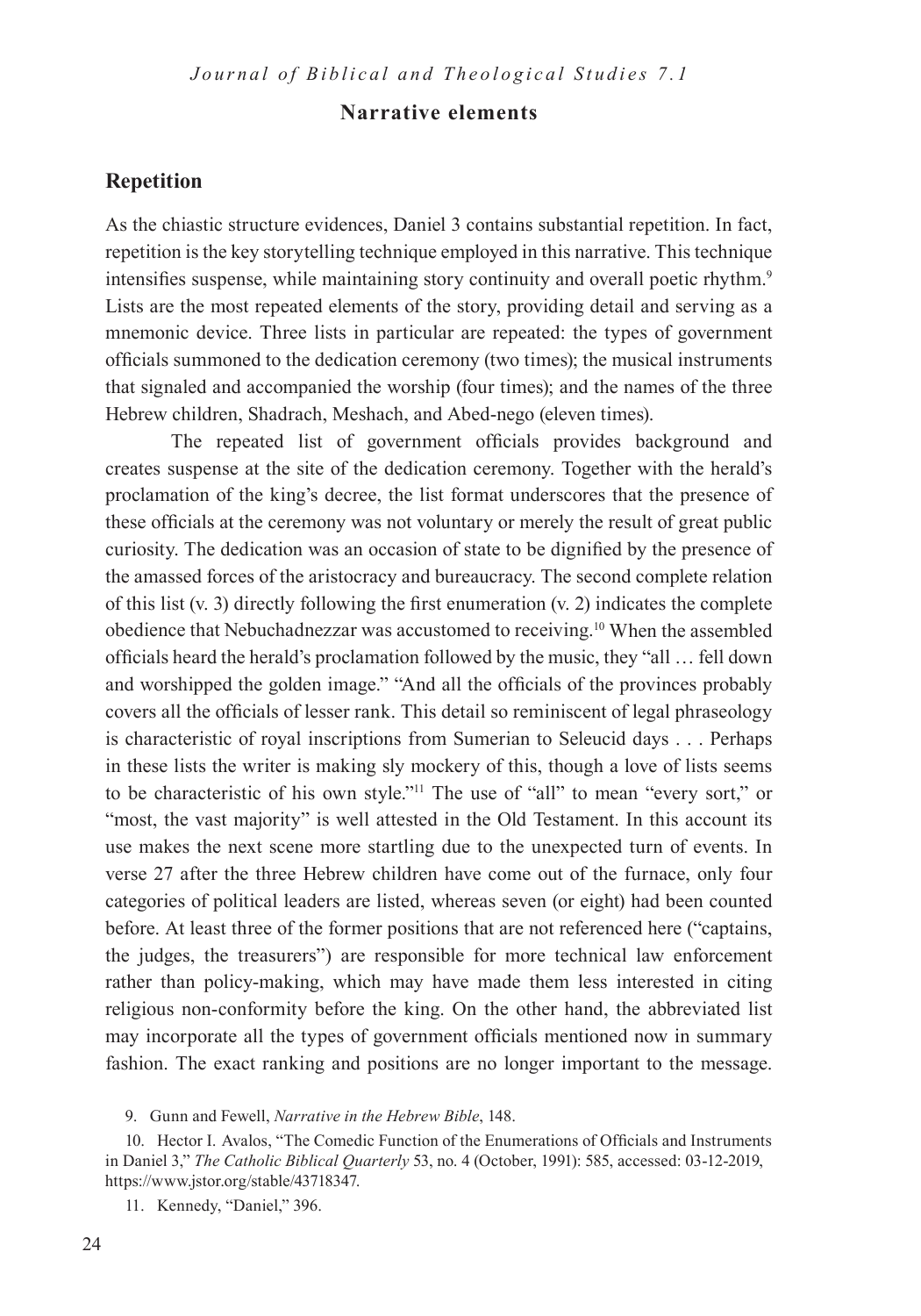## Narrative elements

### Repetition

As the chiastic structure evidences, Daniel 3 contains substantial repetition. In fact, repetition is the key storytelling technique employed in this narrative. This technique intensifies suspense, while maintaining story continuity and overall poetic rhythm.[9] Lists are the most repeated elements of the story, providing detail and serving as a mnemonic device. Three lists in particular are repeated: the types of government officials summoned to the dedication ceremony (two times); the musical instruments that signaled and accompanied the worship (four times); and the names of the three Hebrew children, Shadrach, Meshach, and Abed-nego (eleven times).

The repeated list of government officials provides background and creates suspense at the site of the dedication ceremony. Together with the herald's proclamation of the king's decree, the list format underscores that the presence of these officials at the ceremony was not voluntary or merely the result of great public curiosity. The dedication was an occasion of state to be dignified by the presence of the amassed forces of the aristocracy and bureaucracy. The second complete relation of this list (v. 3) directly following the first enumeration (v. 2) indicates the complete obedience that Nebuchadnezzar was accustomed to receiving.[10] When the assembled officials heard the herald's proclamation followed by the music, they "all … fell down and worshipped the golden image." "And all the officials of the provinces probably covers all the officials of lesser rank. This detail so reminiscent of legal phraseology is characteristic of royal inscriptions from Sumerian to Seleucid days . . . Perhaps in these lists the writer is making sly mockery of this, though a love of lists seems to be characteristic of his own style."[11] The use of "all" to mean "every sort," or "most, the vast majority" is well attested in the Old Testament. In this account its use makes the next scene more startling due to the unexpected turn of events. In verse 27 after the three Hebrew children have come out of the furnace, only four categories of political leaders are listed, whereas seven (or eight) had been counted before. At least three of the former positions that are not referenced here ("captains, the judges, the treasurers") are responsible for more technical law enforcement rather than policy-making, which may have made them less interested in citing religious non-conformity before the king. On the other hand, the abbreviated list may incorporate all the types of government officials mentioned now in summary fashion. The exact ranking and positions are no longer important to the message.

9. Gunn and Fewell, *Narrative in the Hebrew Bible*, 148.

10. Hector I. Avalos, "The Comedic Function of the Enumerations of Officials and Instruments in Daniel 3," *The Catholic Biblical Quarterly* 53, no. 4 (October, 1991): 585, accessed: 03-12-2019, https://www.jstor.org/stable/43718347.

11. Kennedy, "Daniel," 396.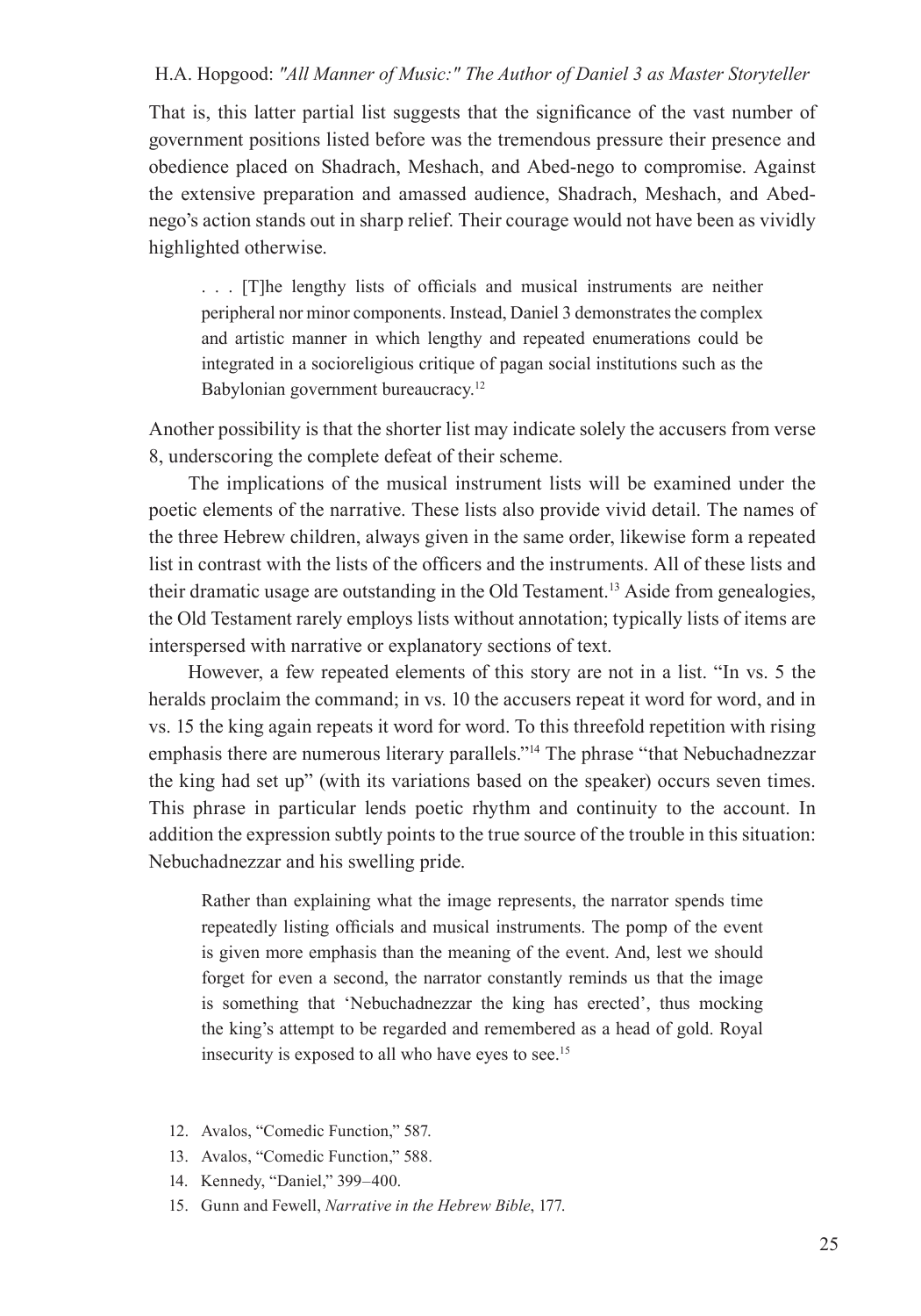That is, this latter partial list suggests that the significance of the vast number of government positions listed before was the tremendous pressure their presence and obedience placed on Shadrach, Meshach, and Abed-nego to compromise. Against the extensive preparation and amassed audience, Shadrach, Meshach, and Abed-nego's action stands out in sharp relief. Their courage would not have been as vividly highlighted otherwise.

> . . . [T]he lengthy lists of officials and musical instruments are neither peripheral nor minor components. Instead, Daniel 3 demonstrates the complex and artistic manner in which lengthy and repeated enumerations could be integrated in a socioreligious critique of pagan social institutions such as the Babylonian government bureaucracy.[12]

Another possibility is that the shorter list may indicate solely the accusers from verse 8, underscoring the complete defeat of their scheme.

The implications of the musical instrument lists will be examined under the poetic elements of the narrative. These lists also provide vivid detail. The names of the three Hebrew children, always given in the same order, likewise form a repeated list in contrast with the lists of the officers and the instruments. All of these lists and their dramatic usage are outstanding in the Old Testament.[13] Aside from genealogies, the Old Testament rarely employs lists without annotation; typically lists of items are interspersed with narrative or explanatory sections of text.

However, a few repeated elements of this story are not in a list. "In vs. 5 the heralds proclaim the command; in vs. 10 the accusers repeat it word for word, and in vs. 15 the king again repeats it word for word. To this threefold repetition with rising emphasis there are numerous literary parallels."[14] The phrase "that Nebuchadnezzar the king had set up" (with its variations based on the speaker) occurs seven times. This phrase in particular lends poetic rhythm and continuity to the account. In addition the expression subtly points to the true source of the trouble in this situation: Nebuchadnezzar and his swelling pride.

> Rather than explaining what the image represents, the narrator spends time repeatedly listing officials and musical instruments. The pomp of the event is given more emphasis than the meaning of the event. And, lest we should forget for even a second, the narrator constantly reminds us that the image is something that 'Nebuchadnezzar the king has erected', thus mocking the king's attempt to be regarded and remembered as a head of gold. Royal insecurity is exposed to all who have eyes to see.[15]

12. Avalos, "Comedic Function," 587.
13. Avalos, "Comedic Function," 588.
14. Kennedy, "Daniel," 399–400.
15. Gunn and Fewell, *Narrative in the Hebrew Bible*, 177.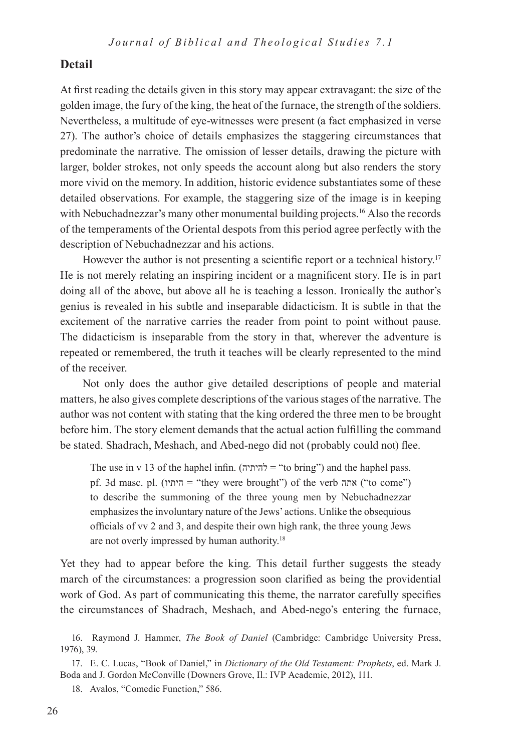## Detail

At first reading the details given in this story may appear extravagant: the size of the golden image, the fury of the king, the heat of the furnace, the strength of the soldiers. Nevertheless, a multitude of eye-witnesses were present (a fact emphasized in verse 27). The author's choice of details emphasizes the staggering circumstances that predominate the narrative. The omission of lesser details, drawing the picture with larger, bolder strokes, not only speeds the account along but also renders the story more vivid on the memory. In addition, historic evidence substantiates some of these detailed observations. For example, the staggering size of the image is in keeping with Nebuchadnezzar's many other monumental building projects.[16] Also the records of the temperaments of the Oriental despots from this period agree perfectly with the description of Nebuchadnezzar and his actions.

However the author is not presenting a scientific report or a technical history.[17] He is not merely relating an inspiring incident or a magnificent story. He is in part doing all of the above, but above all he is teaching a lesson. Ironically the author's genius is revealed in his subtle and inseparable didacticism. It is subtle in that the excitement of the narrative carries the reader from point to point without pause. The didacticism is inseparable from the story in that, wherever the adventure is repeated or remembered, the truth it teaches will be clearly represented to the mind of the receiver.

Not only does the author give detailed descriptions of people and material matters, he also gives complete descriptions of the various stages of the narrative. The author was not content with stating that the king ordered the three men to be brought before him. The story element demands that the actual action fulfilling the command be stated. Shadrach, Meshach, and Abed-nego did not (probably could not) flee.

> The use in v 13 of the haphel infin. (להיתיה = "to bring") and the haphel pass. pf. 3d masc. pl. (היתיו = "they were brought") of the verb אתה ("to come") to describe the summoning of the three young men by Nebuchadnezzar emphasizes the involuntary nature of the Jews' actions. Unlike the obsequious officials of vv 2 and 3, and despite their own high rank, the three young Jews are not overly impressed by human authority.[18]

Yet they had to appear before the king. This detail further suggests the steady march of the circumstances: a progression soon clarified as being the providential work of God. As part of communicating this theme, the narrator carefully specifies the circumstances of Shadrach, Meshach, and Abed-nego's entering the furnace,

---

16. Raymond J. Hammer, *The Book of Daniel* (Cambridge: Cambridge University Press, 1976), 39.

17. E. C. Lucas, "Book of Daniel," in *Dictionary of the Old Testament: Prophets*, ed. Mark J. Boda and J. Gordon McConville (Downers Grove, Il.: IVP Academic, 2012), 111.

18. Avalos, "Comedic Function," 586.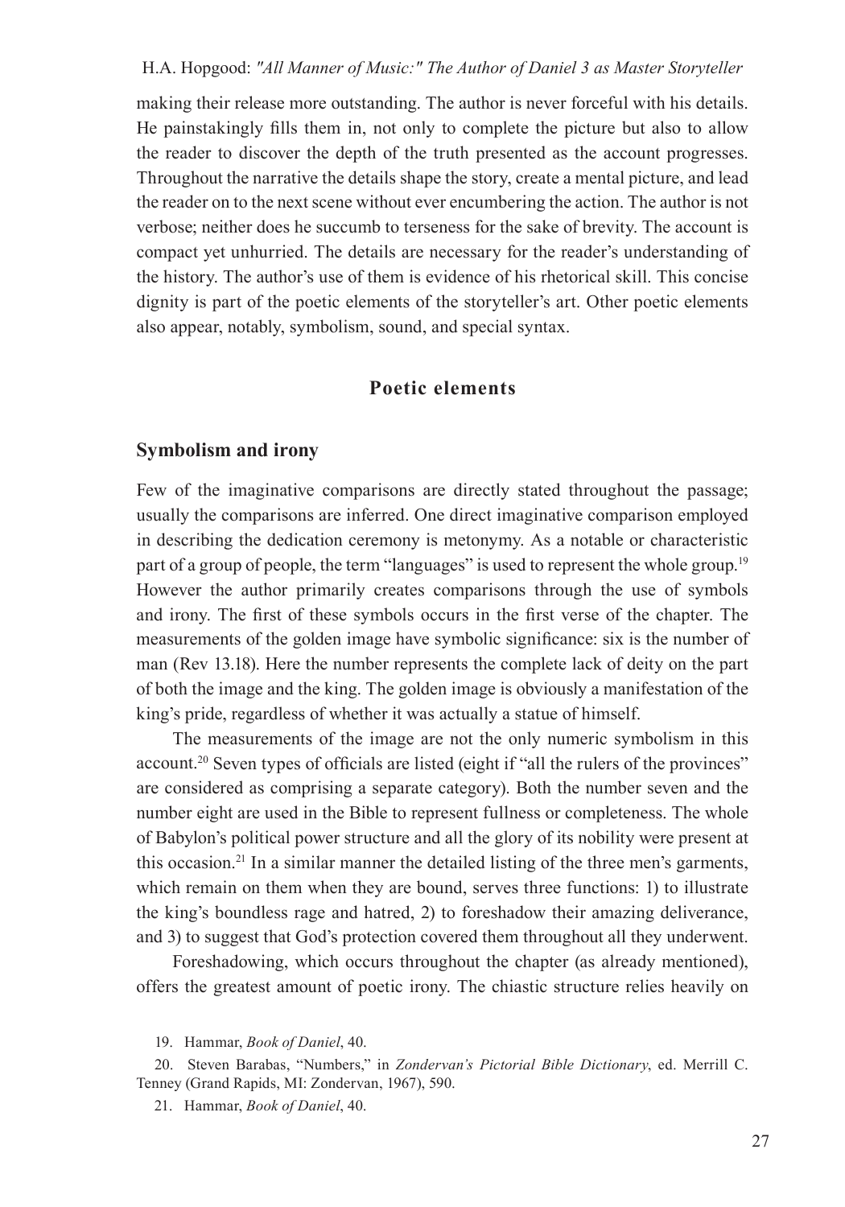making their release more outstanding. The author is never forceful with his details. He painstakingly fills them in, not only to complete the picture but also to allow the reader to discover the depth of the truth presented as the account progresses. Throughout the narrative the details shape the story, create a mental picture, and lead the reader on to the next scene without ever encumbering the action. The author is not verbose; neither does he succumb to terseness for the sake of brevity. The account is compact yet unhurried. The details are necessary for the reader's understanding of the history. The author's use of them is evidence of his rhetorical skill. This concise dignity is part of the poetic elements of the storyteller's art. Other poetic elements also appear, notably, symbolism, sound, and special syntax.

## Poetic elements

### Symbolism and irony

Few of the imaginative comparisons are directly stated throughout the passage; usually the comparisons are inferred. One direct imaginative comparison employed in describing the dedication ceremony is metonymy. As a notable or characteristic part of a group of people, the term "languages" is used to represent the whole group.[19] However the author primarily creates comparisons through the use of symbols and irony. The first of these symbols occurs in the first verse of the chapter. The measurements of the golden image have symbolic significance: six is the number of man (Rev 13.18). Here the number represents the complete lack of deity on the part of both the image and the king. The golden image is obviously a manifestation of the king's pride, regardless of whether it was actually a statue of himself.

The measurements of the image are not the only numeric symbolism in this account.[20] Seven types of officials are listed (eight if "all the rulers of the provinces" are considered as comprising a separate category). Both the number seven and the number eight are used in the Bible to represent fullness or completeness. The whole of Babylon's political power structure and all the glory of its nobility were present at this occasion.[21] In a similar manner the detailed listing of the three men's garments, which remain on them when they are bound, serves three functions: 1) to illustrate the king's boundless rage and hatred, 2) to foreshadow their amazing deliverance, and 3) to suggest that God's protection covered them throughout all they underwent.

Foreshadowing, which occurs throughout the chapter (as already mentioned), offers the greatest amount of poetic irony. The chiastic structure relies heavily on

19. Hammar, *Book of Daniel*, 40.

20. Steven Barabas, "Numbers," in *Zondervan's Pictorial Bible Dictionary*, ed. Merrill C. Tenney (Grand Rapids, MI: Zondervan, 1967), 590.

21. Hammar, *Book of Daniel*, 40.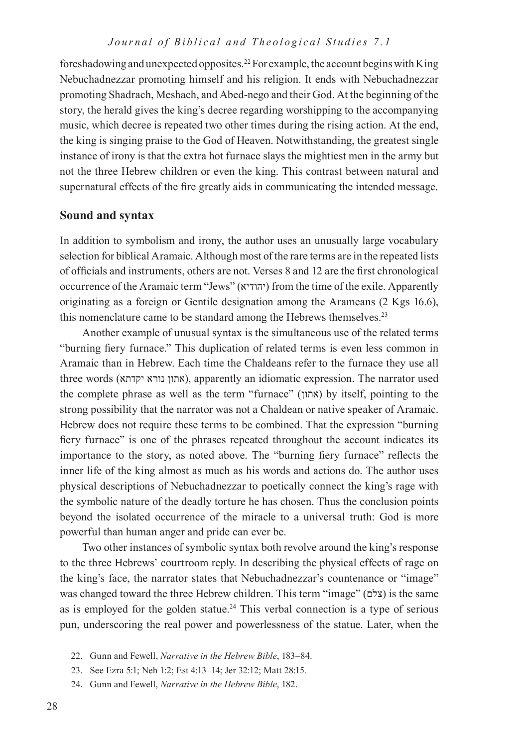foreshadowing and unexpected opposites.[22] For example, the account begins with King Nebuchadnezzar promoting himself and his religion. It ends with Nebuchadnezzar promoting Shadrach, Meshach, and Abed-nego and their God. At the beginning of the story, the herald gives the king's decree regarding worshipping to the accompanying music, which decree is repeated two other times during the rising action. At the end, the king is singing praise to the God of Heaven. Notwithstanding, the greatest single instance of irony is that the extra hot furnace slays the mightiest men in the army but not the three Hebrew children or even the king. This contrast between natural and supernatural effects of the fire greatly aids in communicating the intended message.

## Sound and syntax

In addition to symbolism and irony, the author uses an unusually large vocabulary selection for biblical Aramaic. Although most of the rare terms are in the repeated lists of officials and instruments, others are not. Verses 8 and 12 are the first chronological occurrence of the Aramaic term "Jews" (יהודיא) from the time of the exile. Apparently originating as a foreign or Gentile designation among the Arameans (2 Kgs 16.6), this nomenclature came to be standard among the Hebrews themselves.[23]

Another example of unusual syntax is the simultaneous use of the related terms "burning fiery furnace." This duplication of related terms is even less common in Aramaic than in Hebrew. Each time the Chaldeans refer to the furnace they use all three words (אתון נורא יקדתא), apparently an idiomatic expression. The narrator used the complete phrase as well as the term "furnace" (אתון) by itself, pointing to the strong possibility that the narrator was not a Chaldean or native speaker of Aramaic. Hebrew does not require these terms to be combined. That the expression "burning fiery furnace" is one of the phrases repeated throughout the account indicates its importance to the story, as noted above. The "burning fiery furnace" reflects the inner life of the king almost as much as his words and actions do. The author uses physical descriptions of Nebuchadnezzar to poetically connect the king's rage with the symbolic nature of the deadly torture he has chosen. Thus the conclusion points beyond the isolated occurrence of the miracle to a universal truth: God is more powerful than human anger and pride can ever be.

Two other instances of symbolic syntax both revolve around the king's response to the three Hebrews' courtroom reply. In describing the physical effects of rage on the king's face, the narrator states that Nebuchadnezzar's countenance or "image" was changed toward the three Hebrew children. This term "image" (צלם) is the same as is employed for the golden statue.[24] This verbal connection is a type of serious pun, underscoring the real power and powerlessness of the statue. Later, when the

22. Gunn and Fewell, *Narrative in the Hebrew Bible*, 183–84.

23. See Ezra 5:1; Neh 1:2; Est 4:13–14; Jer 32:12; Matt 28:15.

24. Gunn and Fewell, *Narrative in the Hebrew Bible*, 182.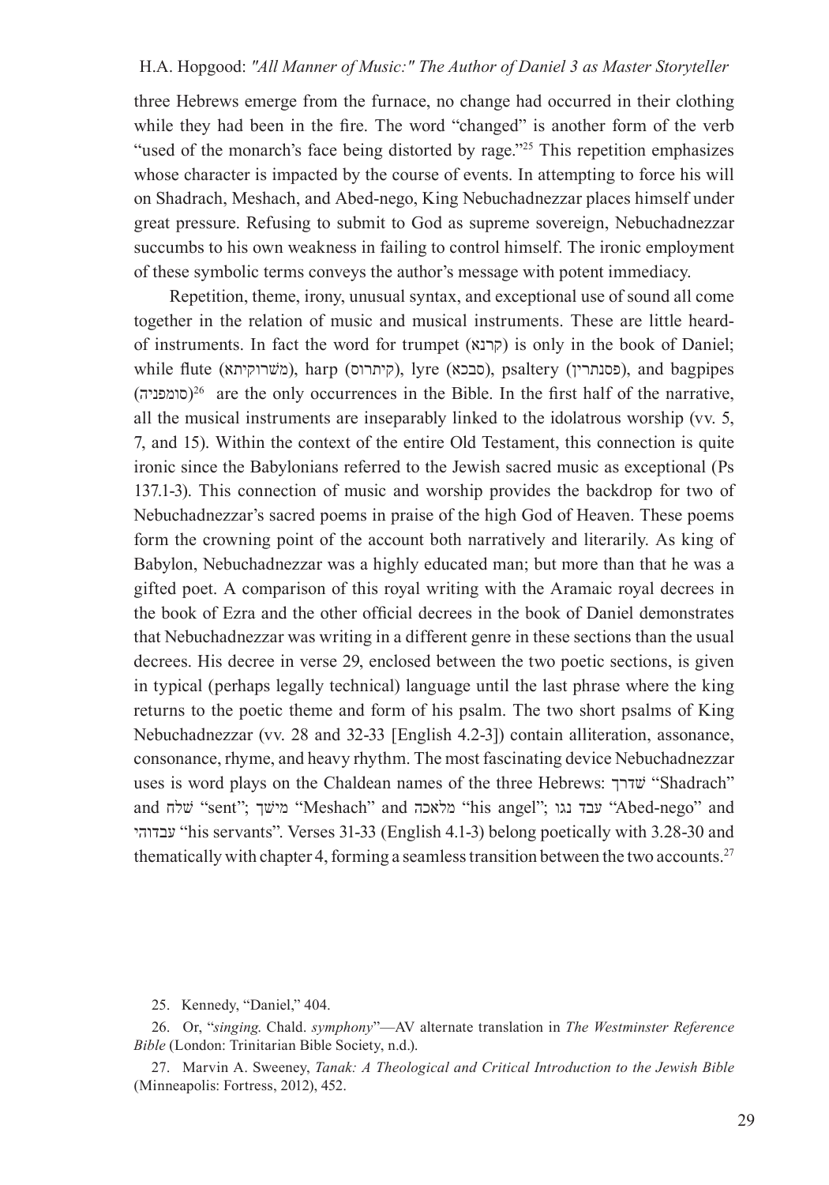three Hebrews emerge from the furnace, no change had occurred in their clothing while they had been in the fire. The word "changed" is another form of the verb "used of the monarch's face being distorted by rage."[25] This repetition emphasizes whose character is impacted by the course of events. In attempting to force his will on Shadrach, Meshach, and Abed-nego, King Nebuchadnezzar places himself under great pressure. Refusing to submit to God as supreme sovereign, Nebuchadnezzar succumbs to his own weakness in failing to control himself. The ironic employment of these symbolic terms conveys the author's message with potent immediacy.

Repetition, theme, irony, unusual syntax, and exceptional use of sound all come together in the relation of music and musical instruments. These are little heard-of instruments. In fact the word for trumpet (קרנא) is only in the book of Daniel; while flute (מַשְׁרוקיתא), harp (קיתרוס), lyre (סבכא), psaltery (פסנתרין), and bagpipes (סומפניה)[26] are the only occurrences in the Bible. In the first half of the narrative, all the musical instruments are inseparably linked to the idolatrous worship (vv. 5, 7, and 15). Within the context of the entire Old Testament, this connection is quite ironic since the Babylonians referred to the Jewish sacred music as exceptional (Ps 137.1-3). This connection of music and worship provides the backdrop for two of Nebuchadnezzar's sacred poems in praise of the high God of Heaven. These poems form the crowning point of the account both narratively and literarily. As king of Babylon, Nebuchadnezzar was a highly educated man; but more than that he was a gifted poet. A comparison of this royal writing with the Aramaic royal decrees in the book of Ezra and the other official decrees in the book of Daniel demonstrates that Nebuchadnezzar was writing in a different genre in these sections than the usual decrees. His decree in verse 29, enclosed between the two poetic sections, is given in typical (perhaps legally technical) language until the last phrase where the king returns to the poetic theme and form of his psalm. The two short psalms of King Nebuchadnezzar (vv. 28 and 32-33 [English 4.2-3]) contain alliteration, assonance, consonance, rhyme, and heavy rhythm. The most fascinating device Nebuchadnezzar uses is word plays on the Chaldean names of the three Hebrews: שַׁדרך "Shadrach" and שְׁלַח "sent"; מֵישַׁך "Meshach" and מלאכה "his angel"; עבד נגו "Abed-nego" and עבדוהי "his servants". Verses 31-33 (English 4.1-3) belong poetically with 3.28-30 and thematically with chapter 4, forming a seamless transition between the two accounts.[27]

---

25. Kennedy, "Daniel," 404.

26. Or, "*singing*. Chald. *symphony*"—AV alternate translation in *The Westminster Reference Bible* (London: Trinitarian Bible Society, n.d.).

27. Marvin A. Sweeney, *Tanak: A Theological and Critical Introduction to the Jewish Bible* (Minneapolis: Fortress, 2012), 452.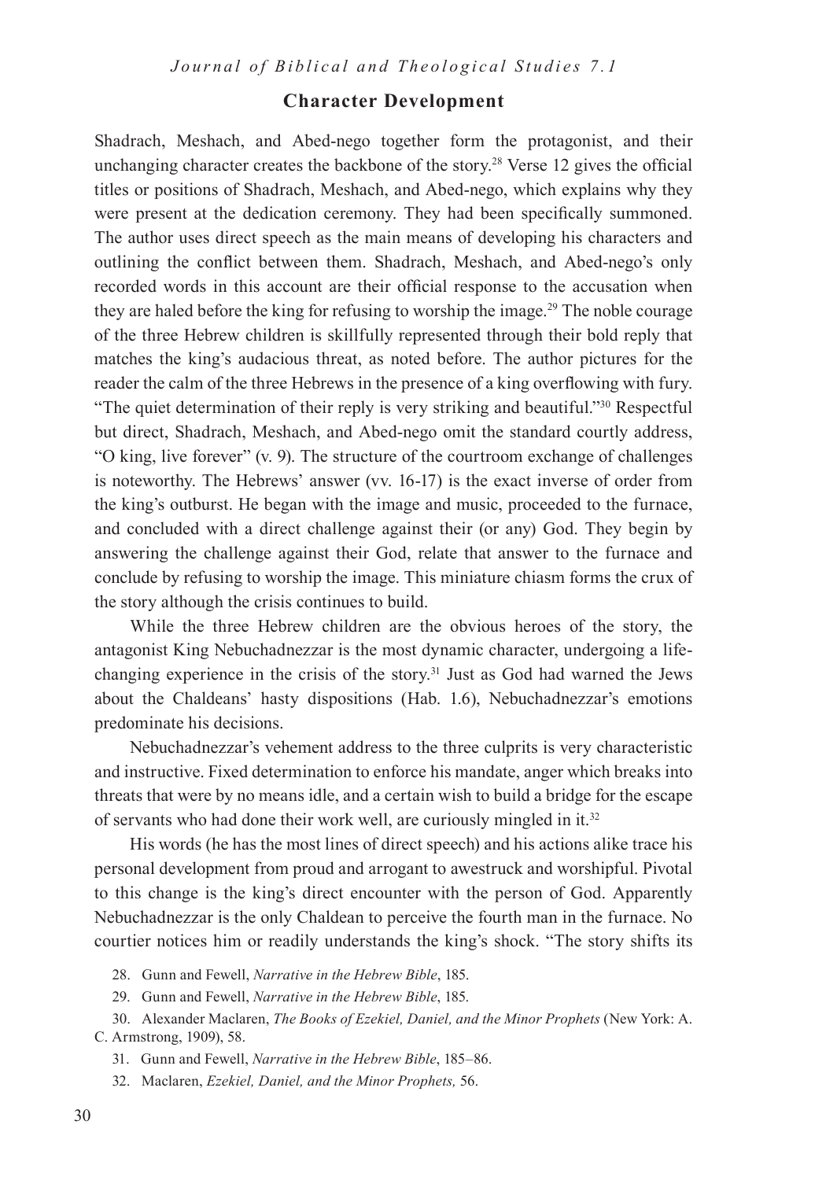## Character Development

Shadrach, Meshach, and Abed-nego together form the protagonist, and their unchanging character creates the backbone of the story.[28] Verse 12 gives the official titles or positions of Shadrach, Meshach, and Abed-nego, which explains why they were present at the dedication ceremony. They had been specifically summoned. The author uses direct speech as the main means of developing his characters and outlining the conflict between them. Shadrach, Meshach, and Abed-nego's only recorded words in this account are their official response to the accusation when they are haled before the king for refusing to worship the image.[29] The noble courage of the three Hebrew children is skillfully represented through their bold reply that matches the king's audacious threat, as noted before. The author pictures for the reader the calm of the three Hebrews in the presence of a king overflowing with fury. "The quiet determination of their reply is very striking and beautiful."[30] Respectful but direct, Shadrach, Meshach, and Abed-nego omit the standard courtly address, "O king, live forever" (v. 9). The structure of the courtroom exchange of challenges is noteworthy. The Hebrews' answer (vv. 16-17) is the exact inverse of order from the king's outburst. He began with the image and music, proceeded to the furnace, and concluded with a direct challenge against their (or any) God. They begin by answering the challenge against their God, relate that answer to the furnace and conclude by refusing to worship the image. This miniature chiasm forms the crux of the story although the crisis continues to build.

While the three Hebrew children are the obvious heroes of the story, the antagonist King Nebuchadnezzar is the most dynamic character, undergoing a life-changing experience in the crisis of the story.[31] Just as God had warned the Jews about the Chaldeans' hasty dispositions (Hab. 1.6), Nebuchadnezzar's emotions predominate his decisions.

> Nebuchadnezzar's vehement address to the three culprits is very characteristic and instructive. Fixed determination to enforce his mandate, anger which breaks into threats that were by no means idle, and a certain wish to build a bridge for the escape of servants who had done their work well, are curiously mingled in it.[32]

His words (he has the most lines of direct speech) and his actions alike trace his personal development from proud and arrogant to awestruck and worshipful. Pivotal to this change is the king's direct encounter with the person of God. Apparently Nebuchadnezzar is the only Chaldean to perceive the fourth man in the furnace. No courtier notices him or readily understands the king's shock. "The story shifts its

---

28. Gunn and Fewell, *Narrative in the Hebrew Bible*, 185.

29. Gunn and Fewell, *Narrative in the Hebrew Bible*, 185.

30. Alexander Maclaren, *The Books of Ezekiel, Daniel, and the Minor Prophets* (New York: A. C. Armstrong, 1909), 58.

31. Gunn and Fewell, *Narrative in the Hebrew Bible*, 185–86.

32. Maclaren, *Ezekiel, Daniel, and the Minor Prophets,* 56.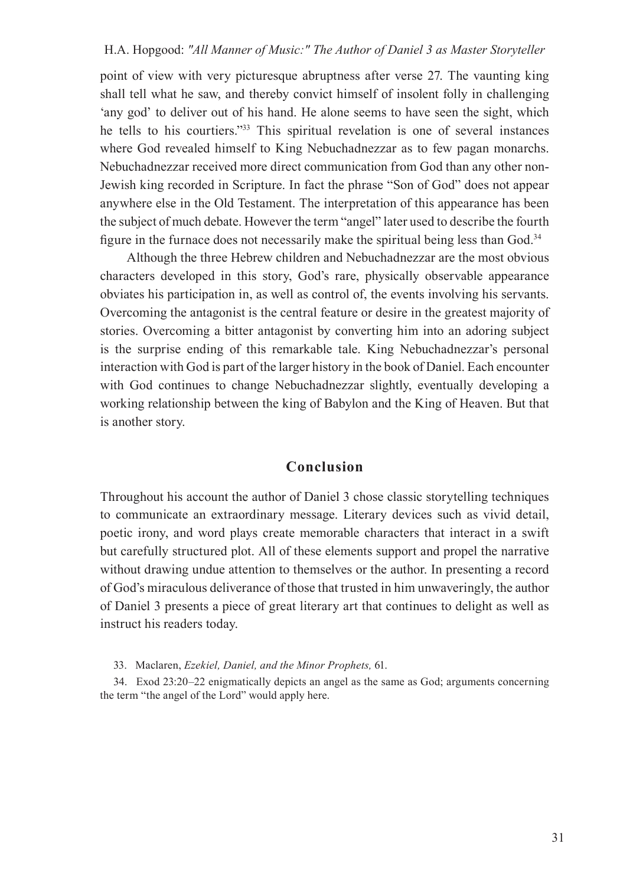point of view with very picturesque abruptness after verse 27. The vaunting king shall tell what he saw, and thereby convict himself of insolent folly in challenging 'any god' to deliver out of his hand. He alone seems to have seen the sight, which he tells to his courtiers."[33] This spiritual revelation is one of several instances where God revealed himself to King Nebuchadnezzar as to few pagan monarchs. Nebuchadnezzar received more direct communication from God than any other non-Jewish king recorded in Scripture. In fact the phrase "Son of God" does not appear anywhere else in the Old Testament. The interpretation of this appearance has been the subject of much debate. However the term "angel" later used to describe the fourth figure in the furnace does not necessarily make the spiritual being less than God.[34]

Although the three Hebrew children and Nebuchadnezzar are the most obvious characters developed in this story, God's rare, physically observable appearance obviates his participation in, as well as control of, the events involving his servants. Overcoming the antagonist is the central feature or desire in the greatest majority of stories. Overcoming a bitter antagonist by converting him into an adoring subject is the surprise ending of this remarkable tale. King Nebuchadnezzar's personal interaction with God is part of the larger history in the book of Daniel. Each encounter with God continues to change Nebuchadnezzar slightly, eventually developing a working relationship between the king of Babylon and the King of Heaven. But that is another story.

## Conclusion

Throughout his account the author of Daniel 3 chose classic storytelling techniques to communicate an extraordinary message. Literary devices such as vivid detail, poetic irony, and word plays create memorable characters that interact in a swift but carefully structured plot. All of these elements support and propel the narrative without drawing undue attention to themselves or the author. In presenting a record of God's miraculous deliverance of those that trusted in him unwaveringly, the author of Daniel 3 presents a piece of great literary art that continues to delight as well as instruct his readers today.

33. Maclaren, *Ezekiel, Daniel, and the Minor Prophets,* 61.

34. Exod 23:20–22 enigmatically depicts an angel as the same as God; arguments concerning the term "the angel of the Lord" would apply here.